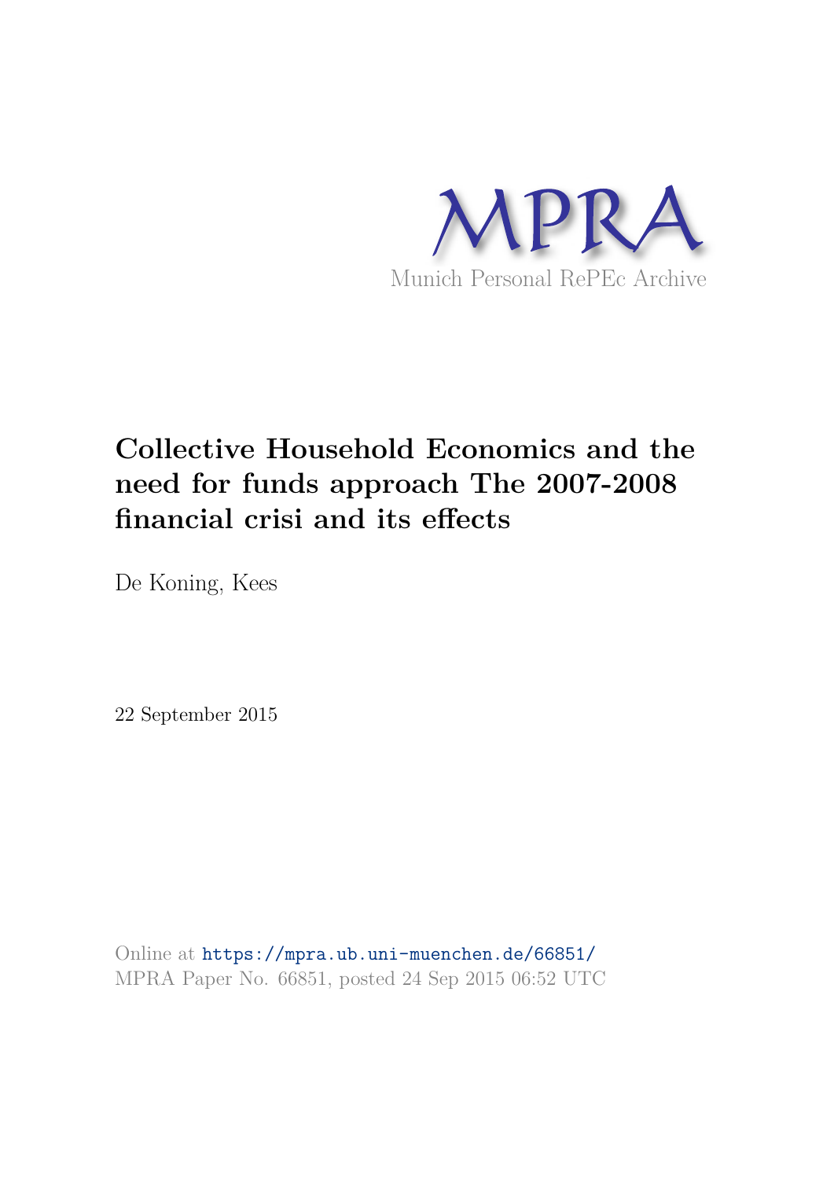MPRA

Munich Personal RePEc Archive

# Collective Household Economics and the need for funds approach The 2007-2008 financial crisi and its effects

De Koning, Kees

22 September 2015

Online at https://mpra.ub.uni-muenchen.de/66851/
MPRA Paper No. 66851, posted 24 Sep 2015 06:52 UTC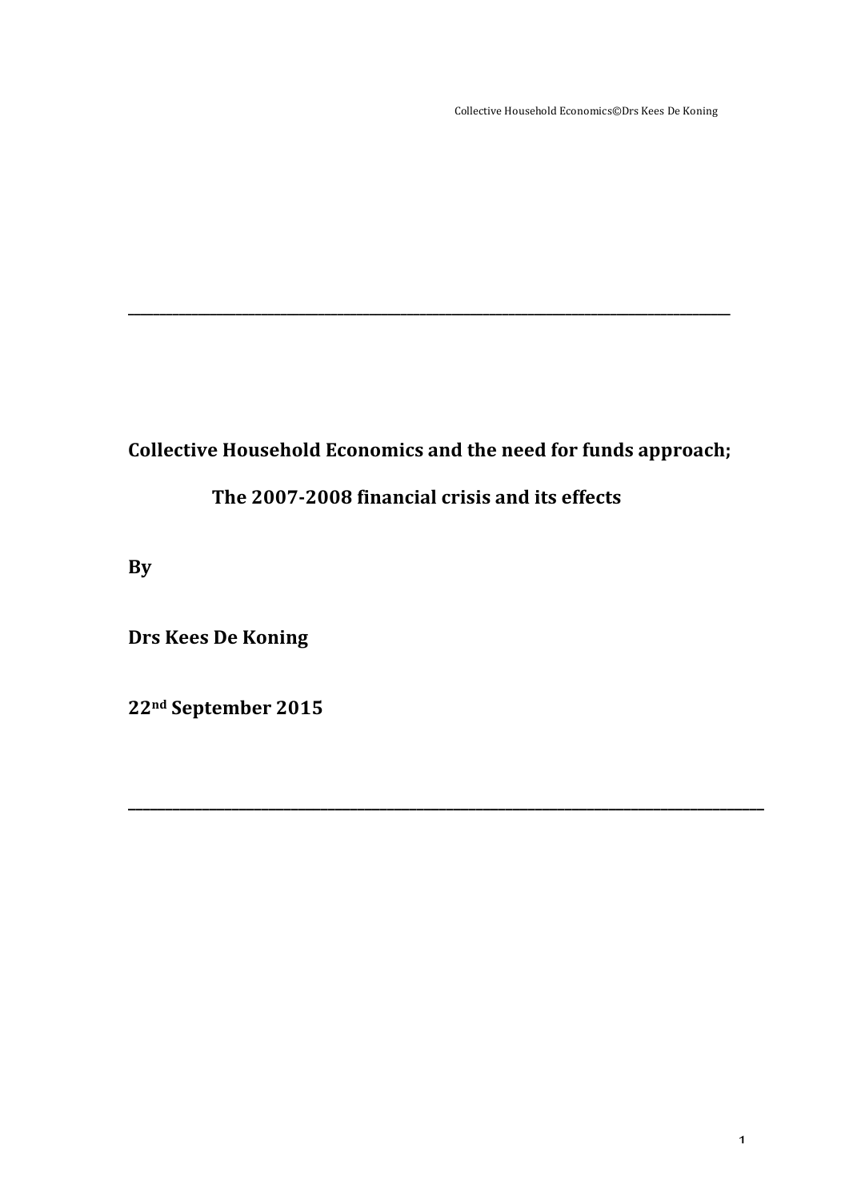---

**Collective Household Economics and the need for funds approach;**

**The 2007-2008 financial crisis and its effects**

**By**

**Drs Kees De Koning**

**22nd September 2015**

---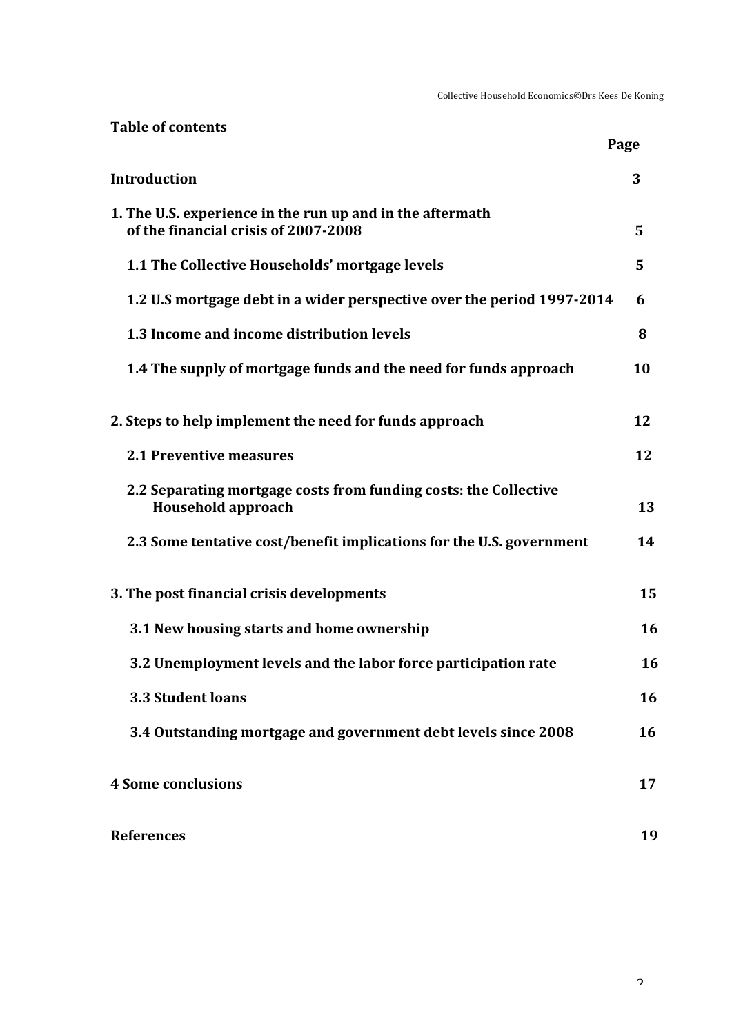**Table of contents**

| | Page |
|---|---|
| **Introduction** | **3** |
| **1. The U.S. experience in the run up and in the aftermath of the financial crisis of 2007-2008** | **5** |
| **1.1 The Collective Households' mortgage levels** | **5** |
| **1.2 U.S mortgage debt in a wider perspective over the period 1997-2014** | **6** |
| **1.3 Income and income distribution levels** | **8** |
| **1.4 The supply of mortgage funds and the need for funds approach** | **10** |
| **2. Steps to help implement the need for funds approach** | **12** |
| **2.1 Preventive measures** | **12** |
| **2.2 Separating mortgage costs from funding costs: the Collective Household approach** | **13** |
| **2.3 Some tentative cost/benefit implications for the U.S. government** | **14** |
| **3. The post financial crisis developments** | **15** |
| **3.1 New housing starts and home ownership** | **16** |
| **3.2 Unemployment levels and the labor force participation rate** | **16** |
| **3.3 Student loans** | **16** |
| **3.4 Outstanding mortgage and government debt levels since 2008** | **16** |
| **4 Some conclusions** | **17** |
| **References** | **19** |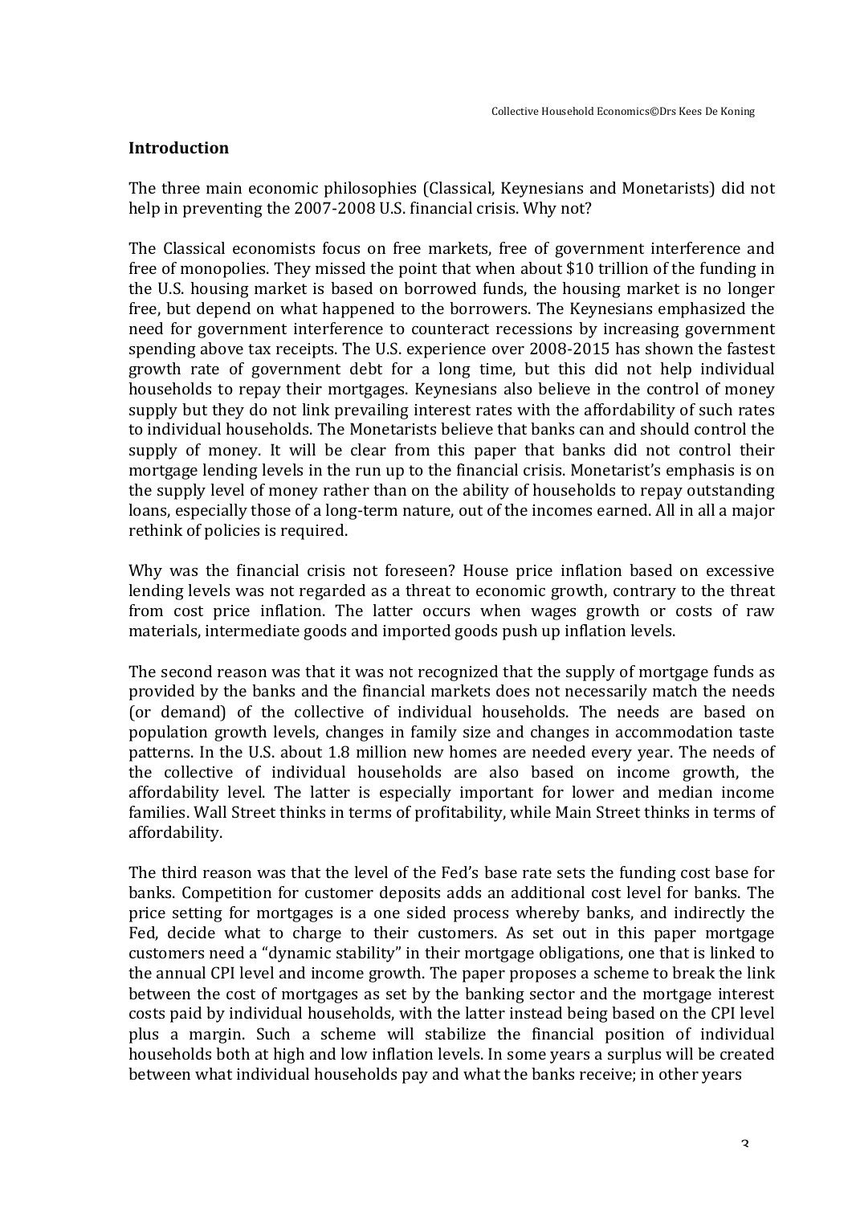## Introduction

The three main economic philosophies (Classical, Keynesians and Monetarists) did not help in preventing the 2007-2008 U.S. financial crisis. Why not?

The Classical economists focus on free markets, free of government interference and free of monopolies. They missed the point that when about $10 trillion of the funding in the U.S. housing market is based on borrowed funds, the housing market is no longer free, but depend on what happened to the borrowers. The Keynesians emphasized the need for government interference to counteract recessions by increasing government spending above tax receipts. The U.S. experience over 2008-2015 has shown the fastest growth rate of government debt for a long time, but this did not help individual households to repay their mortgages. Keynesians also believe in the control of money supply but they do not link prevailing interest rates with the affordability of such rates to individual households. The Monetarists believe that banks can and should control the supply of money. It will be clear from this paper that banks did not control their mortgage lending levels in the run up to the financial crisis. Monetarist's emphasis is on the supply level of money rather than on the ability of households to repay outstanding loans, especially those of a long-term nature, out of the incomes earned. All in all a major rethink of policies is required.

Why was the financial crisis not foreseen? House price inflation based on excessive lending levels was not regarded as a threat to economic growth, contrary to the threat from cost price inflation. The latter occurs when wages growth or costs of raw materials, intermediate goods and imported goods push up inflation levels.

The second reason was that it was not recognized that the supply of mortgage funds as provided by the banks and the financial markets does not necessarily match the needs (or demand) of the collective of individual households. The needs are based on population growth levels, changes in family size and changes in accommodation taste patterns. In the U.S. about 1.8 million new homes are needed every year. The needs of the collective of individual households are also based on income growth, the affordability level. The latter is especially important for lower and median income families. Wall Street thinks in terms of profitability, while Main Street thinks in terms of affordability.

The third reason was that the level of the Fed's base rate sets the funding cost base for banks. Competition for customer deposits adds an additional cost level for banks. The price setting for mortgages is a one sided process whereby banks, and indirectly the Fed, decide what to charge to their customers. As set out in this paper mortgage customers need a "dynamic stability" in their mortgage obligations, one that is linked to the annual CPI level and income growth. The paper proposes a scheme to break the link between the cost of mortgages as set by the banking sector and the mortgage interest costs paid by individual households, with the latter instead being based on the CPI level plus a margin. Such a scheme will stabilize the financial position of individual households both at high and low inflation levels. In some years a surplus will be created between what individual households pay and what the banks receive; in other years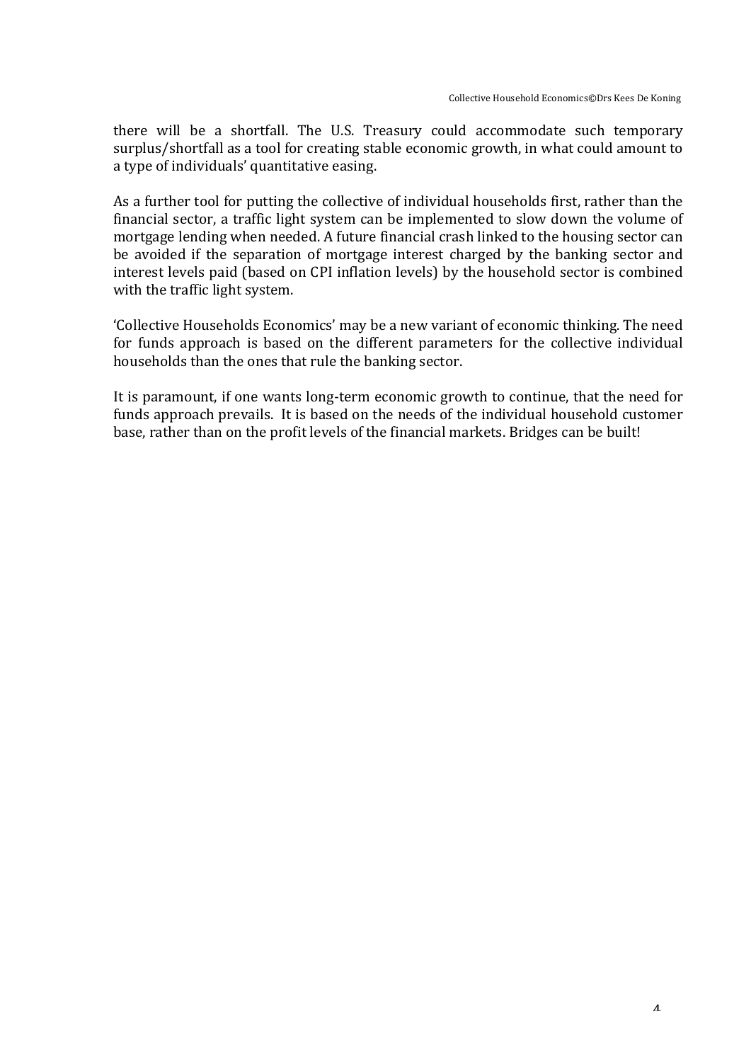there will be a shortfall. The U.S. Treasury could accommodate such temporary surplus/shortfall as a tool for creating stable economic growth, in what could amount to a type of individuals' quantitative easing.

As a further tool for putting the collective of individual households first, rather than the financial sector, a traffic light system can be implemented to slow down the volume of mortgage lending when needed. A future financial crash linked to the housing sector can be avoided if the separation of mortgage interest charged by the banking sector and interest levels paid (based on CPI inflation levels) by the household sector is combined with the traffic light system.

'Collective Households Economics' may be a new variant of economic thinking. The need for funds approach is based on the different parameters for the collective individual households than the ones that rule the banking sector.

It is paramount, if one wants long-term economic growth to continue, that the need for funds approach prevails. It is based on the needs of the individual household customer base, rather than on the profit levels of the financial markets. Bridges can be built!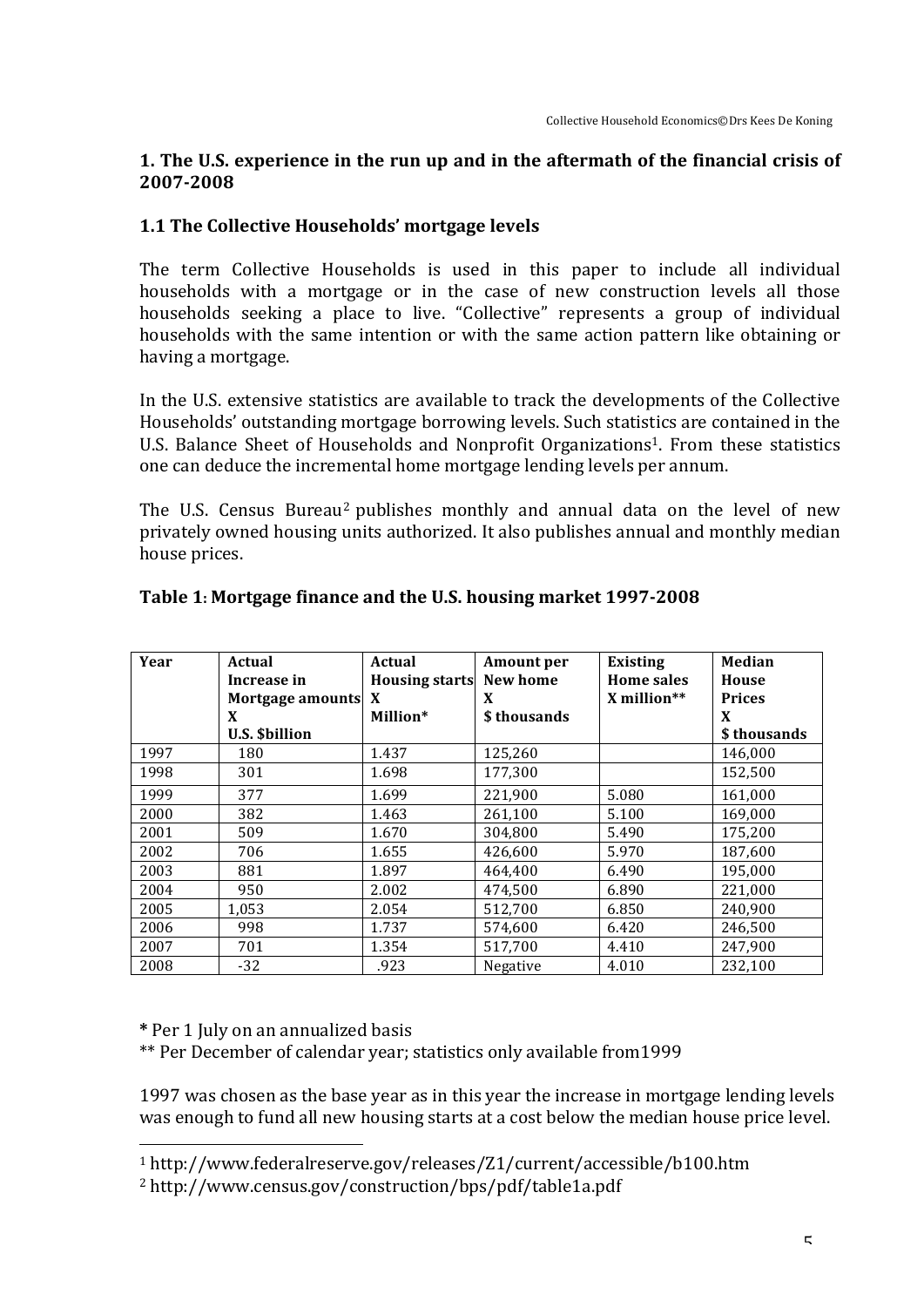## 1. The U.S. experience in the run up and in the aftermath of the financial crisis of 2007-2008

### 1.1 The Collective Households' mortgage levels

The term Collective Households is used in this paper to include all individual households with a mortgage or in the case of new construction levels all those households seeking a place to live. "Collective" represents a group of individual households with the same intention or with the same action pattern like obtaining or having a mortgage.

In the U.S. extensive statistics are available to track the developments of the Collective Households' outstanding mortgage borrowing levels. Such statistics are contained in the U.S. Balance Sheet of Households and Nonprofit Organizations[1]. From these statistics one can deduce the incremental home mortgage lending levels per annum.

The U.S. Census Bureau[2] publishes monthly and annual data on the level of new privately owned housing units authorized. It also publishes annual and monthly median house prices.

**Table 1: Mortgage finance and the U.S. housing market 1997-2008**

| Year | Actual Increase in Mortgage amounts X U.S. $billion | Actual Housing starts X Million* | Amount per New home X $ thousands | Existing Home sales X million** | Median House Prices X $ thousands |
|---|---|---|---|---|---|
| 1997 | 180 | 1.437 | 125,260 | | 146,000 |
| 1998 | 301 | 1.698 | 177,300 | | 152,500 |
| 1999 | 377 | 1.699 | 221,900 | 5.080 | 161,000 |
| 2000 | 382 | 1.463 | 261,100 | 5.100 | 169,000 |
| 2001 | 509 | 1.670 | 304,800 | 5.490 | 175,200 |
| 2002 | 706 | 1.655 | 426,600 | 5.970 | 187,600 |
| 2003 | 881 | 1.897 | 464,400 | 6.490 | 195,000 |
| 2004 | 950 | 2.002 | 474,500 | 6.890 | 221,000 |
| 2005 | 1,053 | 2.054 | 512,700 | 6.850 | 240,900 |
| 2006 | 998 | 1.737 | 574,600 | 6.420 | 246,500 |
| 2007 | 701 | 1.354 | 517,700 | 4.410 | 247,900 |
| 2008 | -32 | .923 | Negative | 4.010 | 232,100 |

**\*** Per 1 July on an annualized basis

** Per December of calendar year; statistics only available from1999

1997 was chosen as the base year as in this year the increase in mortgage lending levels was enough to fund all new housing starts at a cost below the median house price level.

[1] http://www.federalreserve.gov/releases/Z1/current/accessible/b100.htm

[2] http://www.census.gov/construction/bps/pdf/table1a.pdf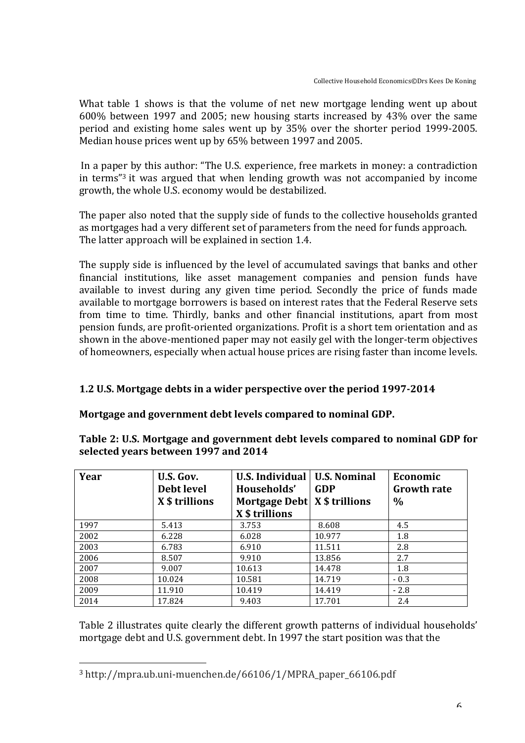What table 1 shows is that the volume of net new mortgage lending went up about 600% between 1997 and 2005; new housing starts increased by 43% over the same period and existing home sales went up by 35% over the shorter period 1999-2005. Median house prices went up by 65% between 1997 and 2005.

In a paper by this author: "The U.S. experience, free markets in money: a contradiction in terms"[3] it was argued that when lending growth was not accompanied by income growth, the whole U.S. economy would be destabilized.

The paper also noted that the supply side of funds to the collective households granted as mortgages had a very different set of parameters from the need for funds approach. The latter approach will be explained in section 1.4.

The supply side is influenced by the level of accumulated savings that banks and other financial institutions, like asset management companies and pension funds have available to invest during any given time period. Secondly the price of funds made available to mortgage borrowers is based on interest rates that the Federal Reserve sets from time to time. Thirdly, banks and other financial institutions, apart from most pension funds, are profit-oriented organizations. Profit is a short tem orientation and as shown in the above-mentioned paper may not easily gel with the longer-term objectives of homeowners, especially when actual house prices are rising faster than income levels.

## 1.2 U.S. Mortgage debts in a wider perspective over the period 1997-2014

**Mortgage and government debt levels compared to nominal GDP.**

**Table 2: U.S. Mortgage and government debt levels compared to nominal GDP for selected years between 1997 and 2014**

| Year | U.S. Gov. Debt level X $ trillions | U.S. Individual Households' Mortgage Debt X $ trillions | U.S. Nominal GDP X $ trillions | Economic Growth rate % |
|---|---|---|---|---|
| 1997 | 5.413 | 3.753 | 8.608 | 4.5 |
| 2002 | 6.228 | 6.028 | 10.977 | 1.8 |
| 2003 | 6.783 | 6.910 | 11.511 | 2.8 |
| 2006 | 8.507 | 9.910 | 13.856 | 2.7 |
| 2007 | 9.007 | 10.613 | 14.478 | 1.8 |
| 2008 | 10.024 | 10.581 | 14.719 | - 0.3 |
| 2009 | 11.910 | 10.419 | 14.419 | - 2.8 |
| 2014 | 17.824 | 9.403 | 17.701 | 2.4 |

Table 2 illustrates quite clearly the different growth patterns of individual households' mortgage debt and U.S. government debt. In 1997 the start position was that the

[3] http://mpra.ub.uni-muenchen.de/66106/1/MPRA_paper_66106.pdf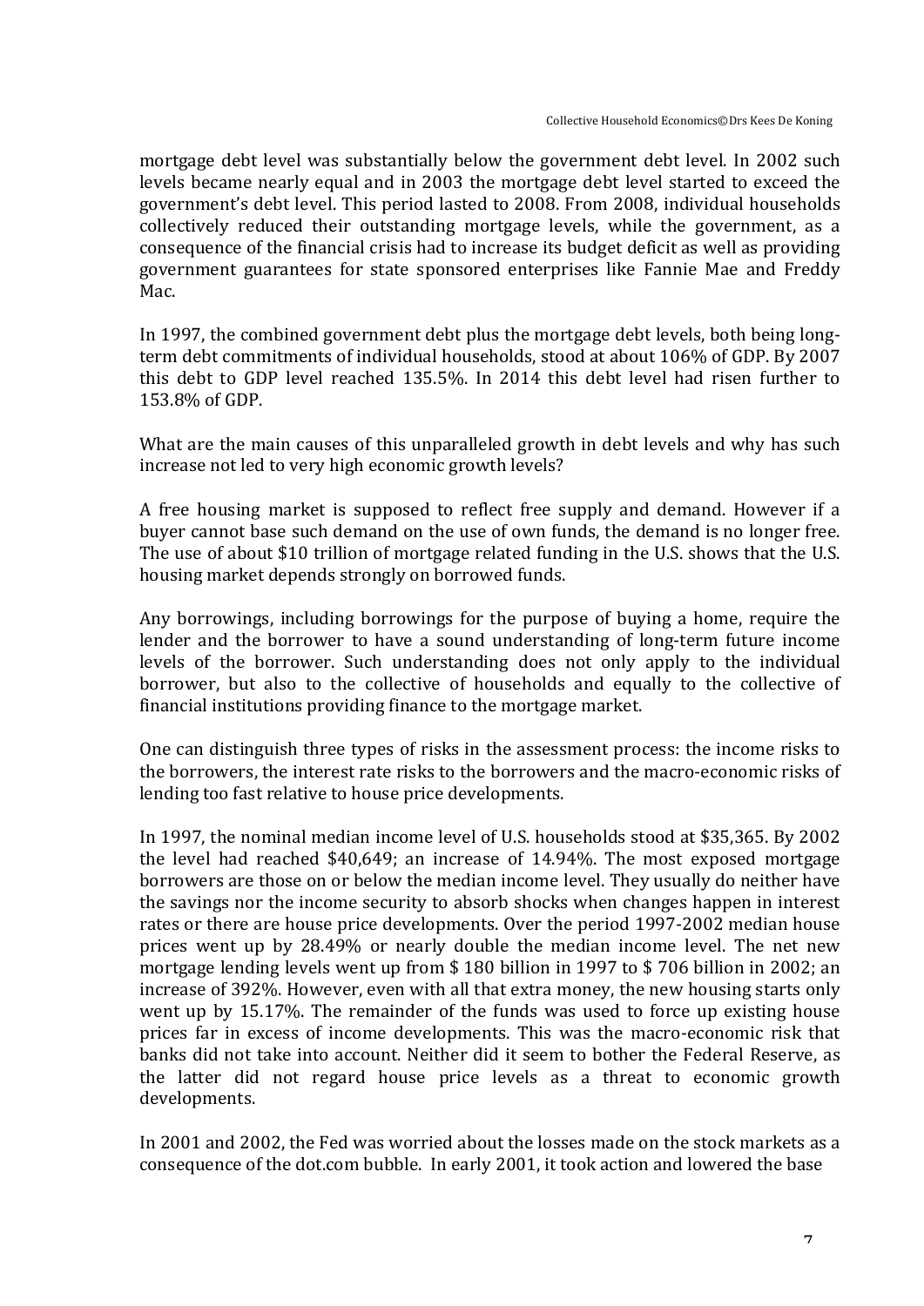mortgage debt level was substantially below the government debt level. In 2002 such levels became nearly equal and in 2003 the mortgage debt level started to exceed the government's debt level. This period lasted to 2008. From 2008, individual households collectively reduced their outstanding mortgage levels, while the government, as a consequence of the financial crisis had to increase its budget deficit as well as providing government guarantees for state sponsored enterprises like Fannie Mae and Freddy Mac.

In 1997, the combined government debt plus the mortgage debt levels, both being long-term debt commitments of individual households, stood at about 106% of GDP. By 2007 this debt to GDP level reached 135.5%. In 2014 this debt level had risen further to 153.8% of GDP.

What are the main causes of this unparalleled growth in debt levels and why has such increase not led to very high economic growth levels?

A free housing market is supposed to reflect free supply and demand. However if a buyer cannot base such demand on the use of own funds, the demand is no longer free. The use of about $10 trillion of mortgage related funding in the U.S. shows that the U.S. housing market depends strongly on borrowed funds.

Any borrowings, including borrowings for the purpose of buying a home, require the lender and the borrower to have a sound understanding of long-term future income levels of the borrower. Such understanding does not only apply to the individual borrower, but also to the collective of households and equally to the collective of financial institutions providing finance to the mortgage market.

One can distinguish three types of risks in the assessment process: the income risks to the borrowers, the interest rate risks to the borrowers and the macro-economic risks of lending too fast relative to house price developments.

In 1997, the nominal median income level of U.S. households stood at $35,365. By 2002 the level had reached $40,649; an increase of 14.94%. The most exposed mortgage borrowers are those on or below the median income level. They usually do neither have the savings nor the income security to absorb shocks when changes happen in interest rates or there are house price developments. Over the period 1997-2002 median house prices went up by 28.49% or nearly double the median income level. The net new mortgage lending levels went up from $ 180 billion in 1997 to $ 706 billion in 2002; an increase of 392%. However, even with all that extra money, the new housing starts only went up by 15.17%. The remainder of the funds was used to force up existing house prices far in excess of income developments. This was the macro-economic risk that banks did not take into account. Neither did it seem to bother the Federal Reserve, as the latter did not regard house price levels as a threat to economic growth developments.

In 2001 and 2002, the Fed was worried about the losses made on the stock markets as a consequence of the dot.com bubble. In early 2001, it took action and lowered the base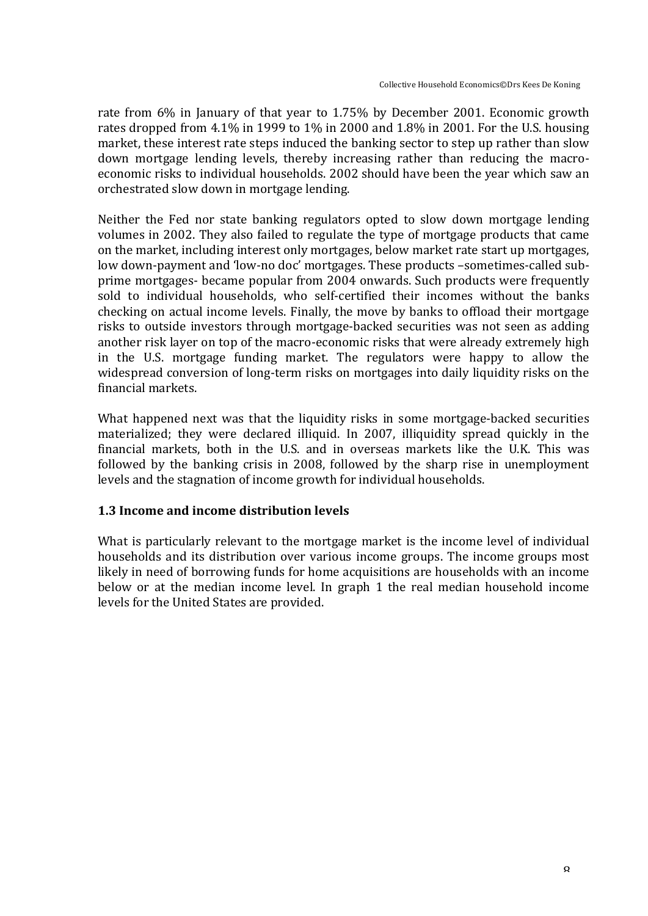rate from 6% in January of that year to 1.75% by December 2001. Economic growth rates dropped from 4.1% in 1999 to 1% in 2000 and 1.8% in 2001. For the U.S. housing market, these interest rate steps induced the banking sector to step up rather than slow down mortgage lending levels, thereby increasing rather than reducing the macro-economic risks to individual households. 2002 should have been the year which saw an orchestrated slow down in mortgage lending.

Neither the Fed nor state banking regulators opted to slow down mortgage lending volumes in 2002. They also failed to regulate the type of mortgage products that came on the market, including interest only mortgages, below market rate start up mortgages, low down-payment and 'low-no doc' mortgages. These products –sometimes-called sub-prime mortgages- became popular from 2004 onwards. Such products were frequently sold to individual households, who self-certified their incomes without the banks checking on actual income levels. Finally, the move by banks to offload their mortgage risks to outside investors through mortgage-backed securities was not seen as adding another risk layer on top of the macro-economic risks that were already extremely high in the U.S. mortgage funding market. The regulators were happy to allow the widespread conversion of long-term risks on mortgages into daily liquidity risks on the financial markets.

What happened next was that the liquidity risks in some mortgage-backed securities materialized; they were declared illiquid. In 2007, illiquidity spread quickly in the financial markets, both in the U.S. and in overseas markets like the U.K. This was followed by the banking crisis in 2008, followed by the sharp rise in unemployment levels and the stagnation of income growth for individual households.

### 1.3 Income and income distribution levels

What is particularly relevant to the mortgage market is the income level of individual households and its distribution over various income groups. The income groups most likely in need of borrowing funds for home acquisitions are households with an income below or at the median income level. In graph 1 the real median household income levels for the United States are provided.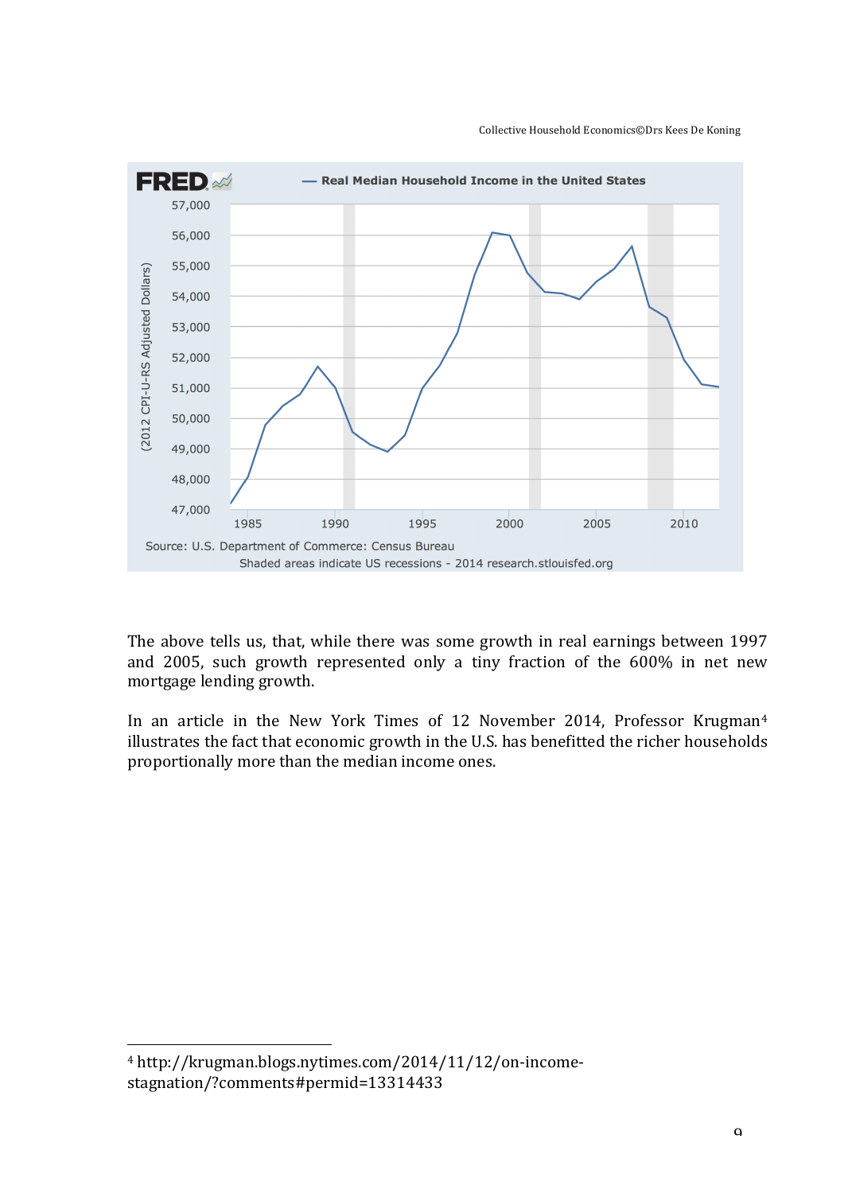The above tells us, that, while there was some growth in real earnings between 1997 and 2005, such growth represented only a tiny fraction of the 600% in net new mortgage lending growth.

In an article in the New York Times of 12 November 2014, Professor Krugman[4] illustrates the fact that economic growth in the U.S. has benefitted the richer households proportionally more than the median income ones.

---

[4] http://krugman.blogs.nytimes.com/2014/11/12/on-income-stagnation/?comments#permid=13314433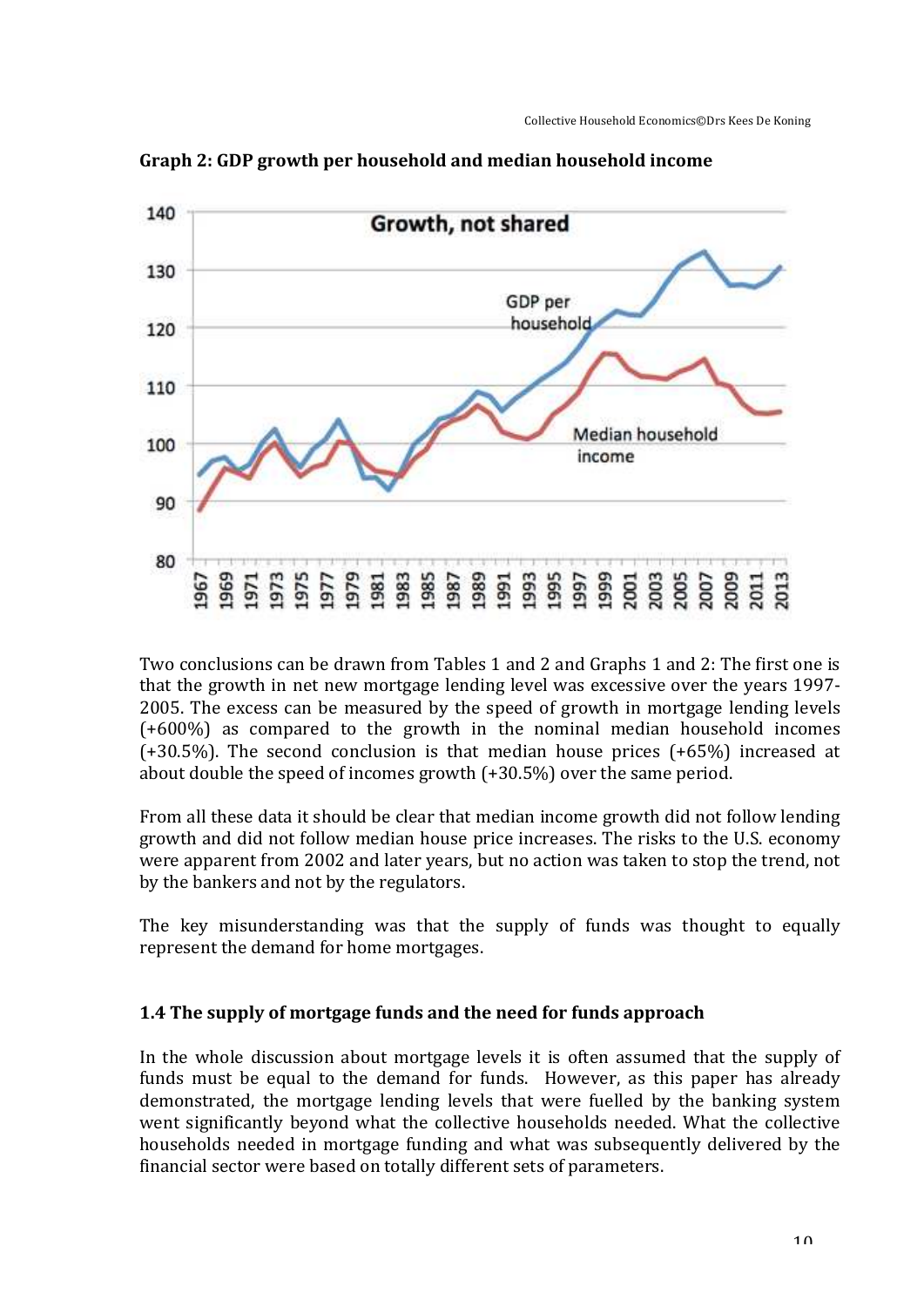**Graph 2: GDP growth per household and median household income**

Two conclusions can be drawn from Tables 1 and 2 and Graphs 1 and 2: The first one is that the growth in net new mortgage lending level was excessive over the years 1997-2005. The excess can be measured by the speed of growth in mortgage lending levels (+600%) as compared to the growth in the nominal median household incomes (+30.5%). The second conclusion is that median house prices (+65%) increased at about double the speed of incomes growth (+30.5%) over the same period.

From all these data it should be clear that median income growth did not follow lending growth and did not follow median house price increases. The risks to the U.S. economy were apparent from 2002 and later years, but no action was taken to stop the trend, not by the bankers and not by the regulators.

The key misunderstanding was that the supply of funds was thought to equally represent the demand for home mortgages.

### 1.4 The supply of mortgage funds and the need for funds approach

In the whole discussion about mortgage levels it is often assumed that the supply of funds must be equal to the demand for funds. However, as this paper has already demonstrated, the mortgage lending levels that were fuelled by the banking system went significantly beyond what the collective households needed. What the collective households needed in mortgage funding and what was subsequently delivered by the financial sector were based on totally different sets of parameters.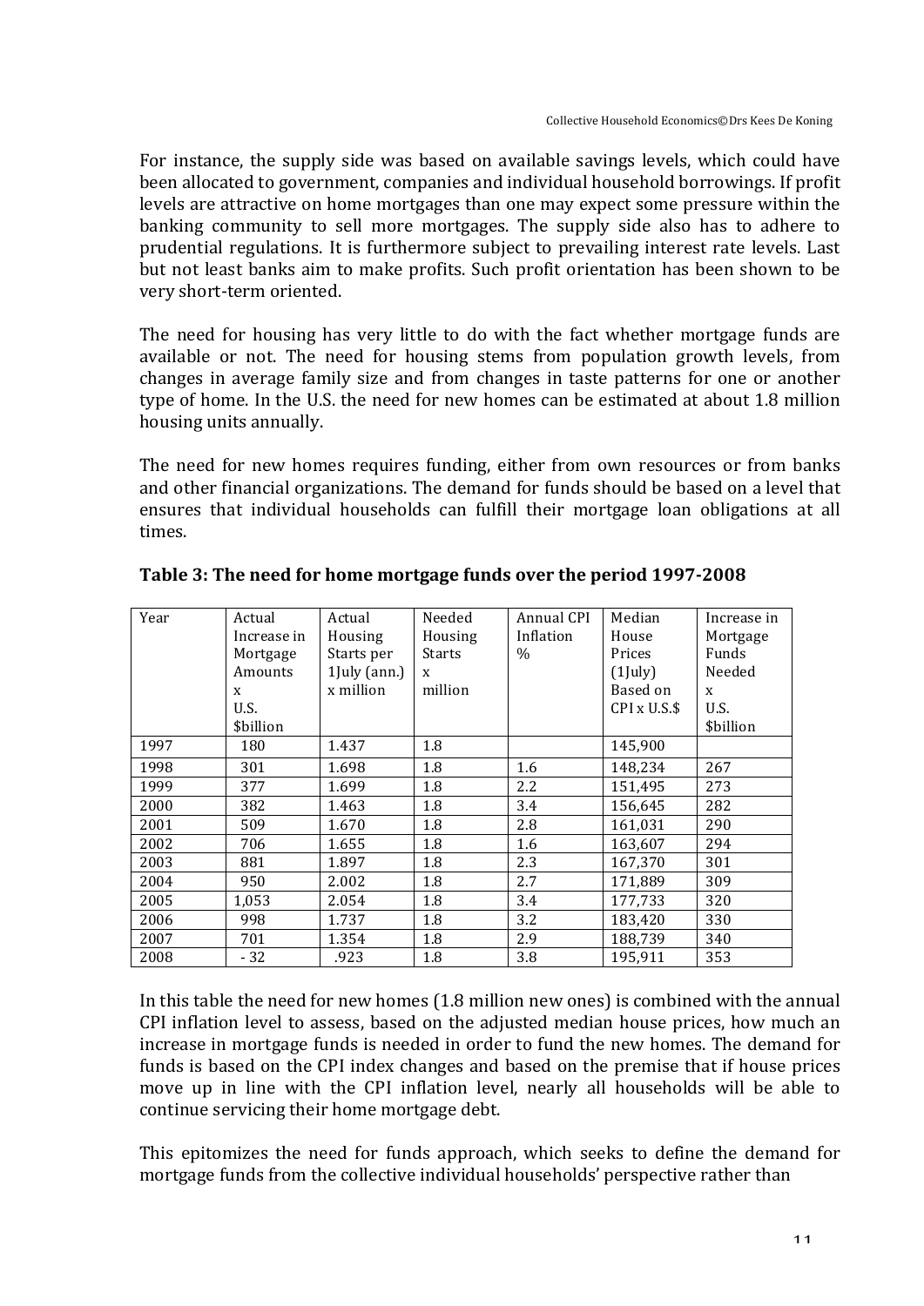For instance, the supply side was based on available savings levels, which could have been allocated to government, companies and individual household borrowings. If profit levels are attractive on home mortgages than one may expect some pressure within the banking community to sell more mortgages. The supply side also has to adhere to prudential regulations. It is furthermore subject to prevailing interest rate levels. Last but not least banks aim to make profits. Such profit orientation has been shown to be very short-term oriented.

The need for housing has very little to do with the fact whether mortgage funds are available or not. The need for housing stems from population growth levels, from changes in average family size and from changes in taste patterns for one or another type of home. In the U.S. the need for new homes can be estimated at about 1.8 million housing units annually.

The need for new homes requires funding, either from own resources or from banks and other financial organizations. The demand for funds should be based on a level that ensures that individual households can fulfill their mortgage loan obligations at all times.

**Table 3: The need for home mortgage funds over the period 1997-2008**

| Year | Actual Increase in Mortgage Amounts x U.S. $billion | Actual Housing Starts per 1July (ann.) x million | Needed Housing Starts x million | Annual CPI Inflation % | Median House Prices (1July) Based on CPI x U.S.$ | Increase in Mortgage Funds Needed x U.S. $billion |
|---|---|---|---|---|---|---|
| 1997 | 180 | 1.437 | 1.8 | | 145,900 | |
| 1998 | 301 | 1.698 | 1.8 | 1.6 | 148,234 | 267 |
| 1999 | 377 | 1.699 | 1.8 | 2.2 | 151,495 | 273 |
| 2000 | 382 | 1.463 | 1.8 | 3.4 | 156,645 | 282 |
| 2001 | 509 | 1.670 | 1.8 | 2.8 | 161,031 | 290 |
| 2002 | 706 | 1.655 | 1.8 | 1.6 | 163,607 | 294 |
| 2003 | 881 | 1.897 | 1.8 | 2.3 | 167,370 | 301 |
| 2004 | 950 | 2.002 | 1.8 | 2.7 | 171,889 | 309 |
| 2005 | 1,053 | 2.054 | 1.8 | 3.4 | 177,733 | 320 |
| 2006 | 998 | 1.737 | 1.8 | 3.2 | 183,420 | 330 |
| 2007 | 701 | 1.354 | 1.8 | 2.9 | 188,739 | 340 |
| 2008 | - 32 | .923 | 1.8 | 3.8 | 195,911 | 353 |

In this table the need for new homes (1.8 million new ones) is combined with the annual CPI inflation level to assess, based on the adjusted median house prices, how much an increase in mortgage funds is needed in order to fund the new homes. The demand for funds is based on the CPI index changes and based on the premise that if house prices move up in line with the CPI inflation level, nearly all households will be able to continue servicing their home mortgage debt.

This epitomizes the need for funds approach, which seeks to define the demand for mortgage funds from the collective individual households' perspective rather than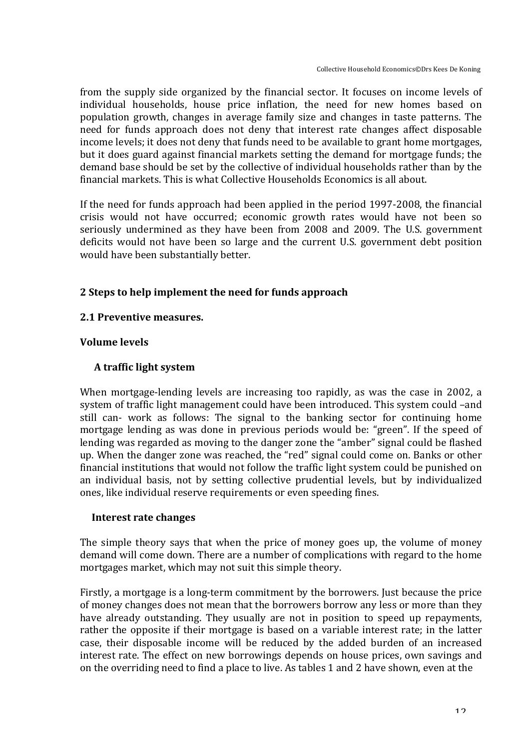from the supply side organized by the financial sector. It focuses on income levels of individual households, house price inflation, the need for new homes based on population growth, changes in average family size and changes in taste patterns. The need for funds approach does not deny that interest rate changes affect disposable income levels; it does not deny that funds need to be available to grant home mortgages, but it does guard against financial markets setting the demand for mortgage funds; the demand base should be set by the collective of individual households rather than by the financial markets. This is what Collective Households Economics is all about.

If the need for funds approach had been applied in the period 1997-2008, the financial crisis would not have occurred; economic growth rates would have not been so seriously undermined as they have been from 2008 and 2009. The U.S. government deficits would not have been so large and the current U.S. government debt position would have been substantially better.

## 2 Steps to help implement the need for funds approach

### 2.1 Preventive measures.

**Volume levels**

**A traffic light system**

When mortgage-lending levels are increasing too rapidly, as was the case in 2002, a system of traffic light management could have been introduced. This system could –and still can- work as follows: The signal to the banking sector for continuing home mortgage lending as was done in previous periods would be: "green". If the speed of lending was regarded as moving to the danger zone the "amber" signal could be flashed up. When the danger zone was reached, the "red" signal could come on. Banks or other financial institutions that would not follow the traffic light system could be punished on an individual basis, not by setting collective prudential levels, but by individualized ones, like individual reserve requirements or even speeding fines.

**Interest rate changes**

The simple theory says that when the price of money goes up, the volume of money demand will come down. There are a number of complications with regard to the home mortgages market, which may not suit this simple theory.

Firstly, a mortgage is a long-term commitment by the borrowers. Just because the price of money changes does not mean that the borrowers borrow any less or more than they have already outstanding. They usually are not in position to speed up repayments, rather the opposite if their mortgage is based on a variable interest rate; in the latter case, their disposable income will be reduced by the added burden of an increased interest rate. The effect on new borrowings depends on house prices, own savings and on the overriding need to find a place to live. As tables 1 and 2 have shown, even at the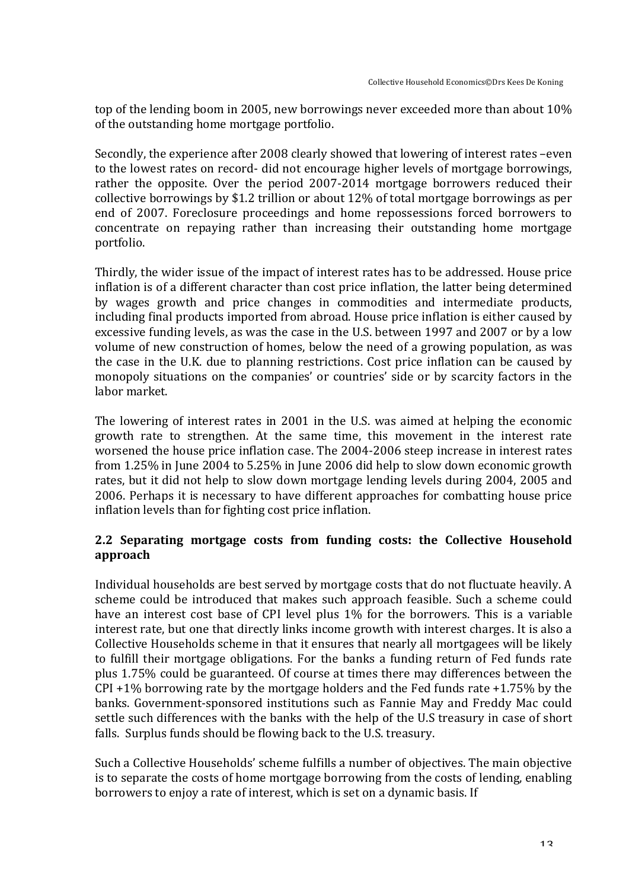top of the lending boom in 2005, new borrowings never exceeded more than about 10% of the outstanding home mortgage portfolio.

Secondly, the experience after 2008 clearly showed that lowering of interest rates –even to the lowest rates on record- did not encourage higher levels of mortgage borrowings, rather the opposite. Over the period 2007-2014 mortgage borrowers reduced their collective borrowings by $1.2 trillion or about 12% of total mortgage borrowings as per end of 2007. Foreclosure proceedings and home repossessions forced borrowers to concentrate on repaying rather than increasing their outstanding home mortgage portfolio.

Thirdly, the wider issue of the impact of interest rates has to be addressed. House price inflation is of a different character than cost price inflation, the latter being determined by wages growth and price changes in commodities and intermediate products, including final products imported from abroad. House price inflation is either caused by excessive funding levels, as was the case in the U.S. between 1997 and 2007 or by a low volume of new construction of homes, below the need of a growing population, as was the case in the U.K. due to planning restrictions. Cost price inflation can be caused by monopoly situations on the companies' or countries' side or by scarcity factors in the labor market.

The lowering of interest rates in 2001 in the U.S. was aimed at helping the economic growth rate to strengthen. At the same time, this movement in the interest rate worsened the house price inflation case. The 2004-2006 steep increase in interest rates from 1.25% in June 2004 to 5.25% in June 2006 did help to slow down economic growth rates, but it did not help to slow down mortgage lending levels during 2004, 2005 and 2006. Perhaps it is necessary to have different approaches for combatting house price inflation levels than for fighting cost price inflation.

## 2.2 Separating mortgage costs from funding costs: the Collective Household approach

Individual households are best served by mortgage costs that do not fluctuate heavily. A scheme could be introduced that makes such approach feasible. Such a scheme could have an interest cost base of CPI level plus 1% for the borrowers. This is a variable interest rate, but one that directly links income growth with interest charges. It is also a Collective Households scheme in that it ensures that nearly all mortgagees will be likely to fulfill their mortgage obligations. For the banks a funding return of Fed funds rate plus 1.75% could be guaranteed. Of course at times there may differences between the CPI +1% borrowing rate by the mortgage holders and the Fed funds rate +1.75% by the banks. Government-sponsored institutions such as Fannie May and Freddy Mac could settle such differences with the banks with the help of the U.S treasury in case of short falls. Surplus funds should be flowing back to the U.S. treasury.

Such a Collective Households' scheme fulfills a number of objectives. The main objective is to separate the costs of home mortgage borrowing from the costs of lending, enabling borrowers to enjoy a rate of interest, which is set on a dynamic basis. If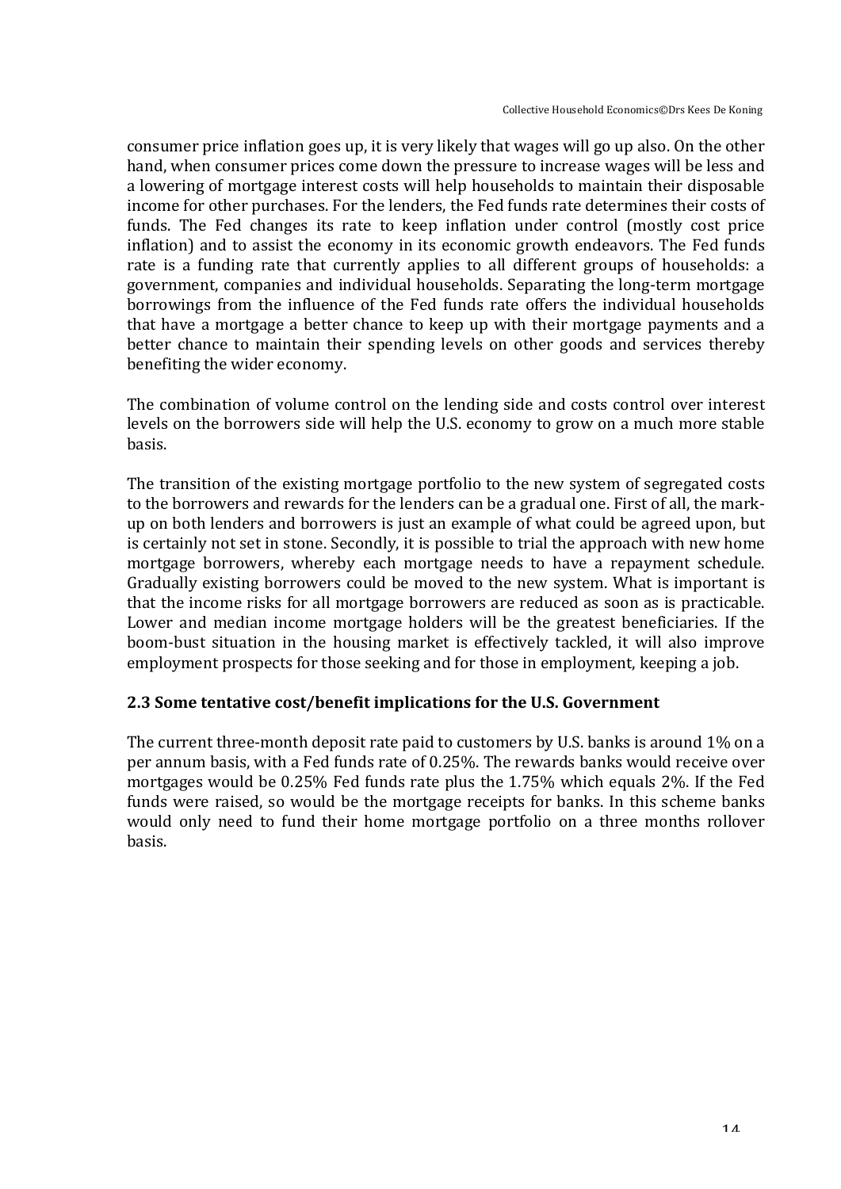consumer price inflation goes up, it is very likely that wages will go up also. On the other hand, when consumer prices come down the pressure to increase wages will be less and a lowering of mortgage interest costs will help households to maintain their disposable income for other purchases. For the lenders, the Fed funds rate determines their costs of funds. The Fed changes its rate to keep inflation under control (mostly cost price inflation) and to assist the economy in its economic growth endeavors. The Fed funds rate is a funding rate that currently applies to all different groups of households: a government, companies and individual households. Separating the long-term mortgage borrowings from the influence of the Fed funds rate offers the individual households that have a mortgage a better chance to keep up with their mortgage payments and a better chance to maintain their spending levels on other goods and services thereby benefiting the wider economy.

The combination of volume control on the lending side and costs control over interest levels on the borrowers side will help the U.S. economy to grow on a much more stable basis.

The transition of the existing mortgage portfolio to the new system of segregated costs to the borrowers and rewards for the lenders can be a gradual one. First of all, the mark-up on both lenders and borrowers is just an example of what could be agreed upon, but is certainly not set in stone. Secondly, it is possible to trial the approach with new home mortgage borrowers, whereby each mortgage needs to have a repayment schedule. Gradually existing borrowers could be moved to the new system. What is important is that the income risks for all mortgage borrowers are reduced as soon as is practicable. Lower and median income mortgage holders will be the greatest beneficiaries. If the boom-bust situation in the housing market is effectively tackled, it will also improve employment prospects for those seeking and for those in employment, keeping a job.

### 2.3 Some tentative cost/benefit implications for the U.S. Government

The current three-month deposit rate paid to customers by U.S. banks is around 1% on a per annum basis, with a Fed funds rate of 0.25%. The rewards banks would receive over mortgages would be 0.25% Fed funds rate plus the 1.75% which equals 2%. If the Fed funds were raised, so would be the mortgage receipts for banks. In this scheme banks would only need to fund their home mortgage portfolio on a three months rollover basis.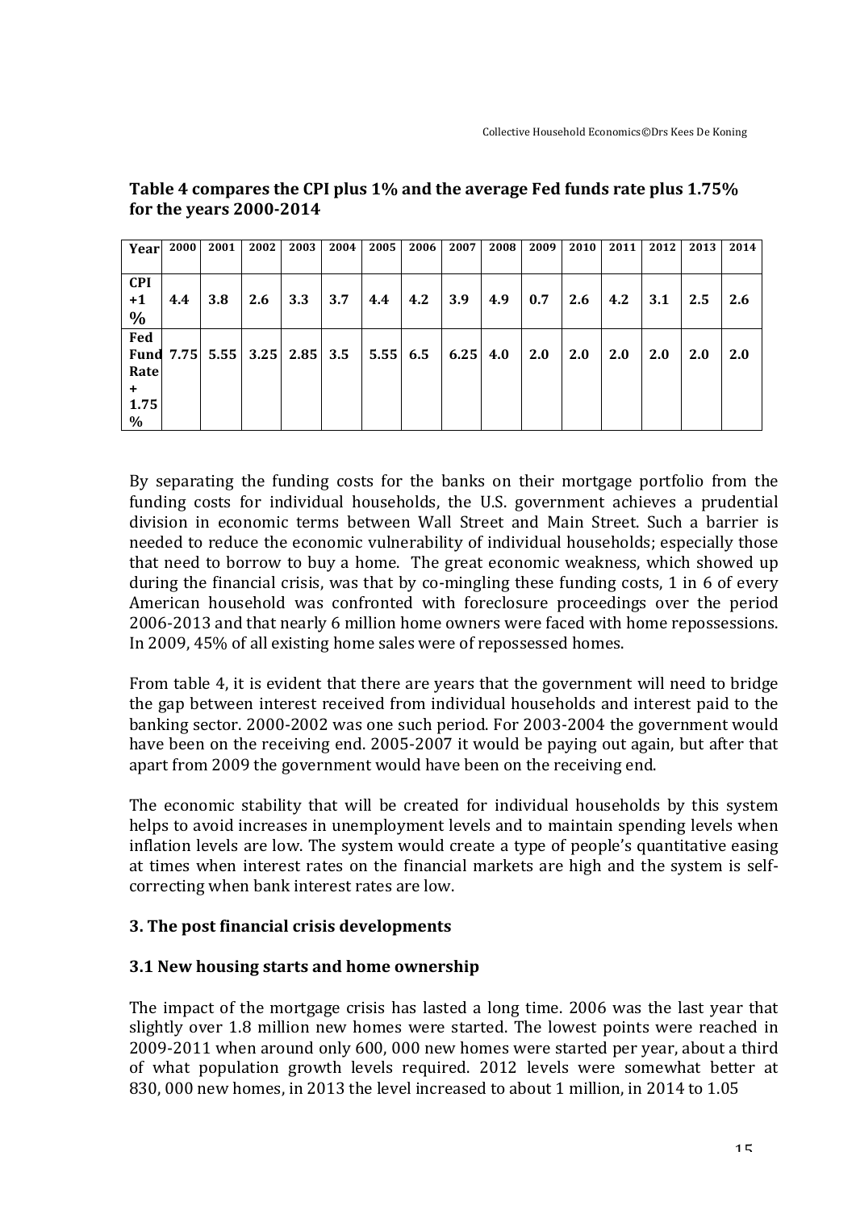**Table 4 compares the CPI plus 1% and the average Fed funds rate plus 1.75% for the years 2000-2014**

| Year | 2000 | 2001 | 2002 | 2003 | 2004 | 2005 | 2006 | 2007 | 2008 | 2009 | 2010 | 2011 | 2012 | 2013 | 2014 |
|---|---|---|---|---|---|---|---|---|---|---|---|---|---|---|---|
| CPI +1 % | 4.4 | 3.8 | 2.6 | 3.3 | 3.7 | 4.4 | 4.2 | 3.9 | 4.9 | 0.7 | 2.6 | 4.2 | 3.1 | 2.5 | 2.6 |
| Fed Fund Rate + 1.75 % | 7.75 | 5.55 | 3.25 | 2.85 | 3.5 | 5.55 | 6.5 | 6.25 | 4.0 | 2.0 | 2.0 | 2.0 | 2.0 | 2.0 | 2.0 |

By separating the funding costs for the banks on their mortgage portfolio from the funding costs for individual households, the U.S. government achieves a prudential division in economic terms between Wall Street and Main Street. Such a barrier is needed to reduce the economic vulnerability of individual households; especially those that need to borrow to buy a home. The great economic weakness, which showed up during the financial crisis, was that by co-mingling these funding costs, 1 in 6 of every American household was confronted with foreclosure proceedings over the period 2006-2013 and that nearly 6 million home owners were faced with home repossessions. In 2009, 45% of all existing home sales were of repossessed homes.

From table 4, it is evident that there are years that the government will need to bridge the gap between interest received from individual households and interest paid to the banking sector. 2000-2002 was one such period. For 2003-2004 the government would have been on the receiving end. 2005-2007 it would be paying out again, but after that apart from 2009 the government would have been on the receiving end.

The economic stability that will be created for individual households by this system helps to avoid increases in unemployment levels and to maintain spending levels when inflation levels are low. The system would create a type of people's quantitative easing at times when interest rates on the financial markets are high and the system is self-correcting when bank interest rates are low.

## 3. The post financial crisis developments

### 3.1 New housing starts and home ownership

The impact of the mortgage crisis has lasted a long time. 2006 was the last year that slightly over 1.8 million new homes were started. The lowest points were reached in 2009-2011 when around only 600, 000 new homes were started per year, about a third of what population growth levels required. 2012 levels were somewhat better at 830, 000 new homes, in 2013 the level increased to about 1 million, in 2014 to 1.05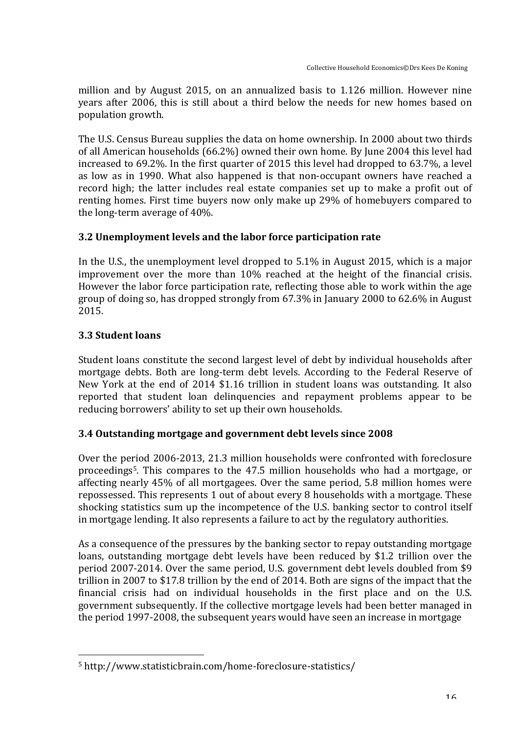million and by August 2015, on an annualized basis to 1.126 million. However nine years after 2006, this is still about a third below the needs for new homes based on population growth.

The U.S. Census Bureau supplies the data on home ownership. In 2000 about two thirds of all American households (66.2%) owned their own home. By June 2004 this level had increased to 69.2%. In the first quarter of 2015 this level had dropped to 63.7%, a level as low as in 1990. What also happened is that non-occupant owners have reached a record high; the latter includes real estate companies set up to make a profit out of renting homes. First time buyers now only make up 29% of homebuyers compared to the long-term average of 40%.

### 3.2 Unemployment levels and the labor force participation rate

In the U.S., the unemployment level dropped to 5.1% in August 2015, which is a major improvement over the more than 10% reached at the height of the financial crisis. However the labor force participation rate, reflecting those able to work within the age group of doing so, has dropped strongly from 67.3% in January 2000 to 62.6% in August 2015.

### 3.3 Student loans

Student loans constitute the second largest level of debt by individual households after mortgage debts. Both are long-term debt levels. According to the Federal Reserve of New York at the end of 2014 $1.16 trillion in student loans was outstanding. It also reported that student loan delinquencies and repayment problems appear to be reducing borrowers' ability to set up their own households.

### 3.4 Outstanding mortgage and government debt levels since 2008

Over the period 2006-2013, 21.3 million households were confronted with foreclosure proceedings[5]. This compares to the 47.5 million households who had a mortgage, or affecting nearly 45% of all mortgagees. Over the same period, 5.8 million homes were repossessed. This represents 1 out of about every 8 households with a mortgage. These shocking statistics sum up the incompetence of the U.S. banking sector to control itself in mortgage lending. It also represents a failure to act by the regulatory authorities.

As a consequence of the pressures by the banking sector to repay outstanding mortgage loans, outstanding mortgage debt levels have been reduced by $1.2 trillion over the period 2007-2014. Over the same period, U.S. government debt levels doubled from $9 trillion in 2007 to $17.8 trillion by the end of 2014. Both are signs of the impact that the financial crisis had on individual households in the first place and on the U.S. government subsequently. If the collective mortgage levels had been better managed in the period 1997-2008, the subsequent years would have seen an increase in mortgage

[5] http://www.statisticbrain.com/home-foreclosure-statistics/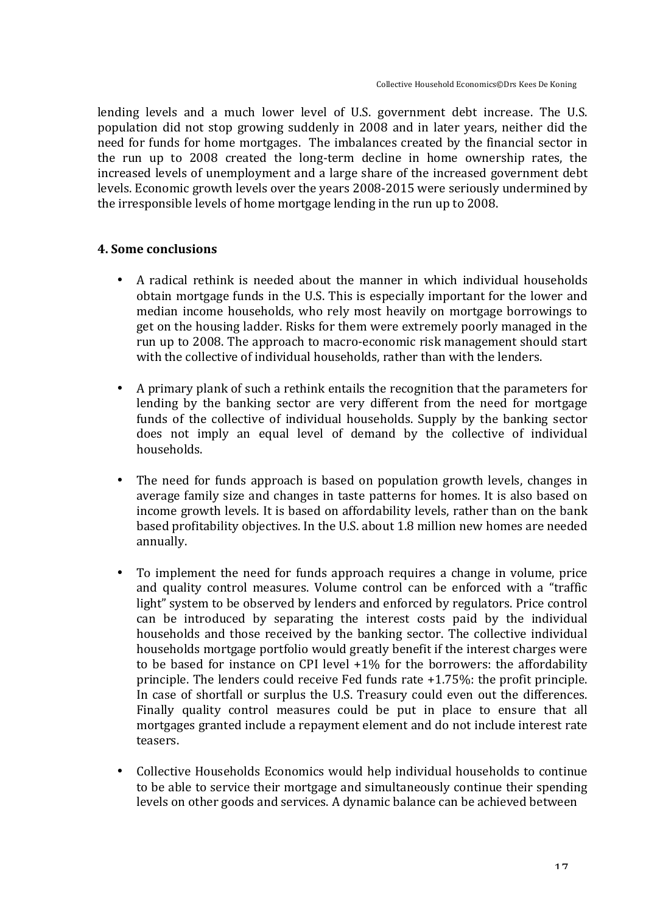lending levels and a much lower level of U.S. government debt increase. The U.S. population did not stop growing suddenly in 2008 and in later years, neither did the need for funds for home mortgages. The imbalances created by the financial sector in the run up to 2008 created the long-term decline in home ownership rates, the increased levels of unemployment and a large share of the increased government debt levels. Economic growth levels over the years 2008-2015 were seriously undermined by the irresponsible levels of home mortgage lending in the run up to 2008.

## 4. Some conclusions

- A radical rethink is needed about the manner in which individual households obtain mortgage funds in the U.S. This is especially important for the lower and median income households, who rely most heavily on mortgage borrowings to get on the housing ladder. Risks for them were extremely poorly managed in the run up to 2008. The approach to macro-economic risk management should start with the collective of individual households, rather than with the lenders.

- A primary plank of such a rethink entails the recognition that the parameters for lending by the banking sector are very different from the need for mortgage funds of the collective of individual households. Supply by the banking sector does not imply an equal level of demand by the collective of individual households.

- The need for funds approach is based on population growth levels, changes in average family size and changes in taste patterns for homes. It is also based on income growth levels. It is based on affordability levels, rather than on the bank based profitability objectives. In the U.S. about 1.8 million new homes are needed annually.

- To implement the need for funds approach requires a change in volume, price and quality control measures. Volume control can be enforced with a "traffic light" system to be observed by lenders and enforced by regulators. Price control can be introduced by separating the interest costs paid by the individual households and those received by the banking sector. The collective individual households mortgage portfolio would greatly benefit if the interest charges were to be based for instance on CPI level +1% for the borrowers: the affordability principle. The lenders could receive Fed funds rate +1.75%: the profit principle. In case of shortfall or surplus the U.S. Treasury could even out the differences. Finally quality control measures could be put in place to ensure that all mortgages granted include a repayment element and do not include interest rate teasers.

- Collective Households Economics would help individual households to continue to be able to service their mortgage and simultaneously continue their spending levels on other goods and services. A dynamic balance can be achieved between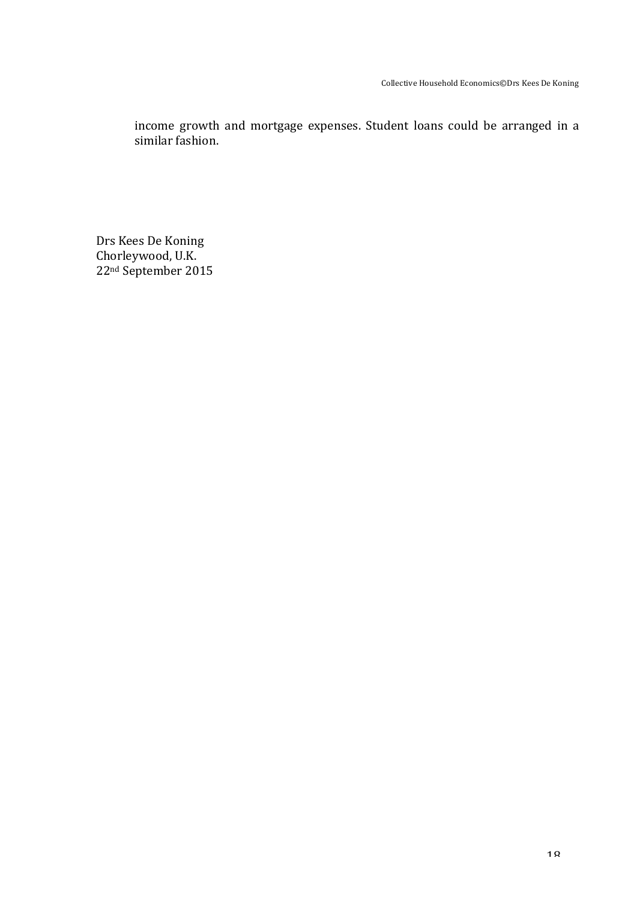income growth and mortgage expenses. Student loans could be arranged in a similar fashion.

Drs Kees De Koning
Chorleywood, U.K.
22nd September 2015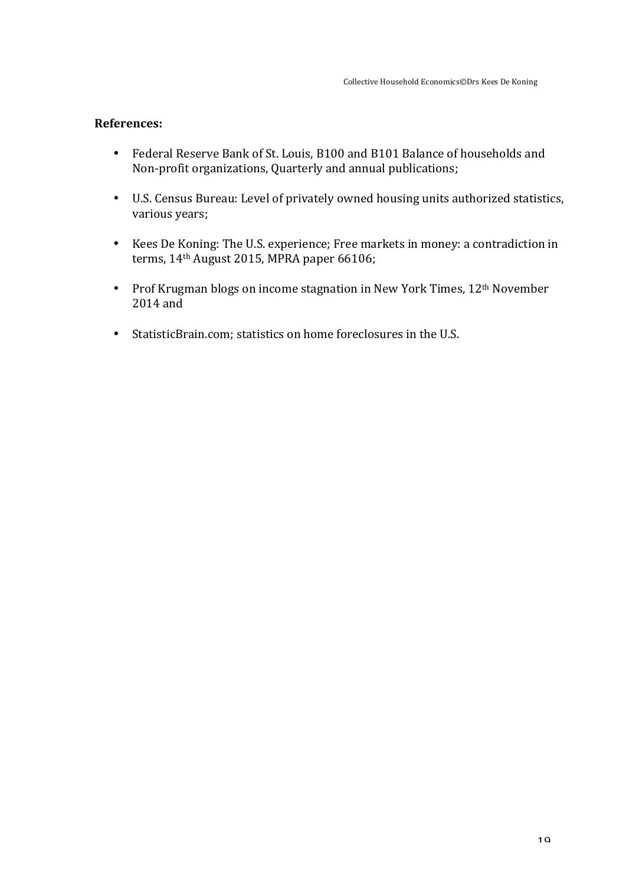**References:**

- Federal Reserve Bank of St. Louis, B100 and B101 Balance of households and Non-profit organizations, Quarterly and annual publications;
- U.S. Census Bureau: Level of privately owned housing units authorized statistics, various years;
- Kees De Koning: The U.S. experience; Free markets in money: a contradiction in terms, 14th August 2015, MPRA paper 66106;
- Prof Krugman blogs on income stagnation in New York Times, 12th November 2014 and
- StatisticBrain.com; statistics on home foreclosures in the U.S.